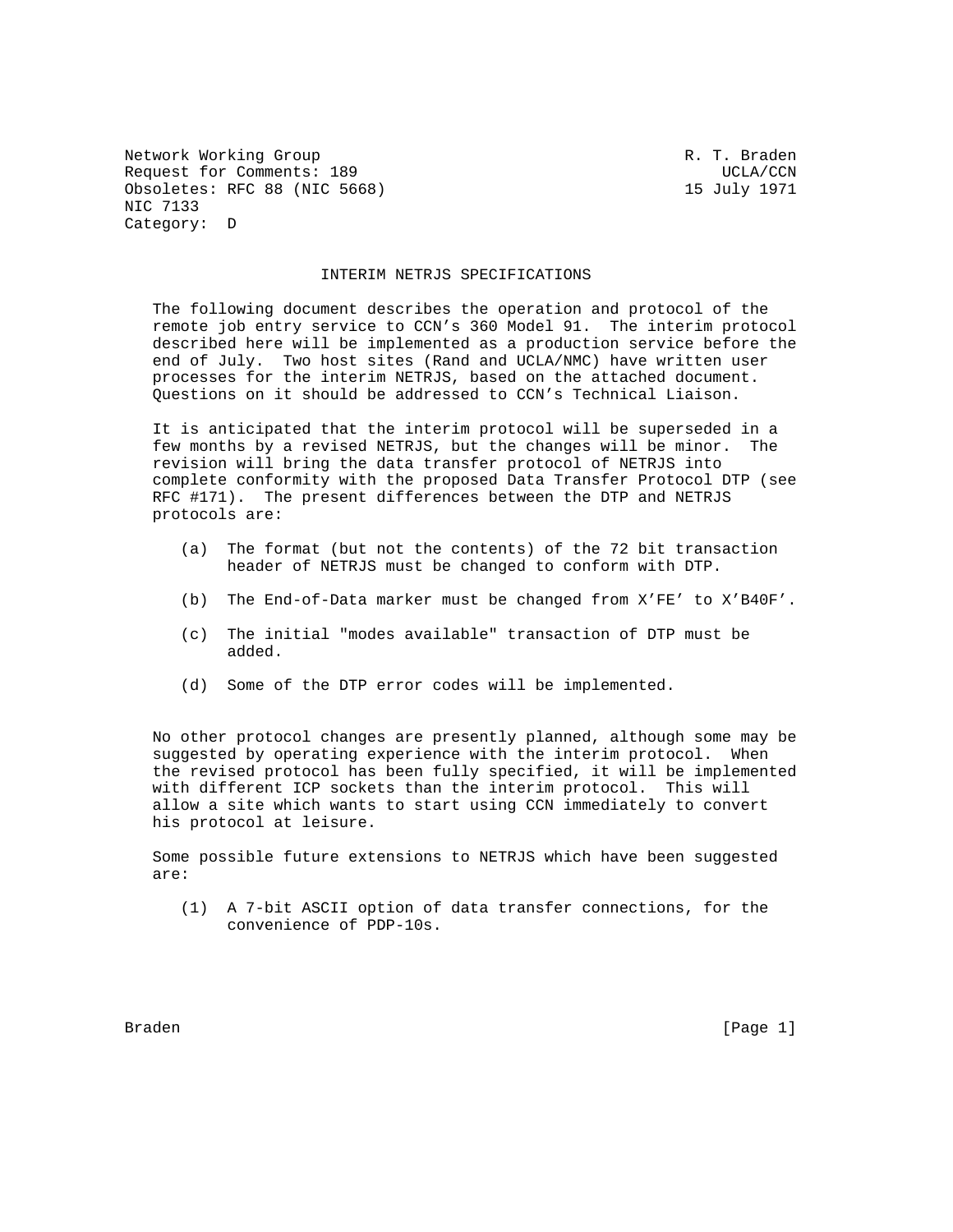Network Working Group R. T. Braden
Request for Comments: 189 UCLA/CCN
Obsoletes: RFC 88 (NIC 5668) 15 July 1971
NIC 7133
Category: D

# INTERIM NETRJS SPECIFICATIONS

The following document describes the operation and protocol of the remote job entry service to CCN's 360 Model 91. The interim protocol described here will be implemented as a production service before the end of July. Two host sites (Rand and UCLA/NMC) have written user processes for the interim NETRJS, based on the attached document. Questions on it should be addressed to CCN's Technical Liaison.

It is anticipated that the interim protocol will be superseded in a few months by a revised NETRJS, but the changes will be minor. The revision will bring the data transfer protocol of NETRJS into complete conformity with the proposed Data Transfer Protocol DTP (see RFC #171). The present differences between the DTP and NETRJS protocols are:

(a) The format (but not the contents) of the 72 bit transaction header of NETRJS must be changed to conform with DTP.

(b) The End-of-Data marker must be changed from X'FE' to X'B40F'.

(c) The initial "modes available" transaction of DTP must be added.

(d) Some of the DTP error codes will be implemented.

No other protocol changes are presently planned, although some may be suggested by operating experience with the interim protocol. When the revised protocol has been fully specified, it will be implemented with different ICP sockets than the interim protocol. This will allow a site which wants to start using CCN immediately to convert his protocol at leisure.

Some possible future extensions to NETRJS which have been suggested are:

(1) A 7-bit ASCII option of data transfer connections, for the convenience of PDP-10s.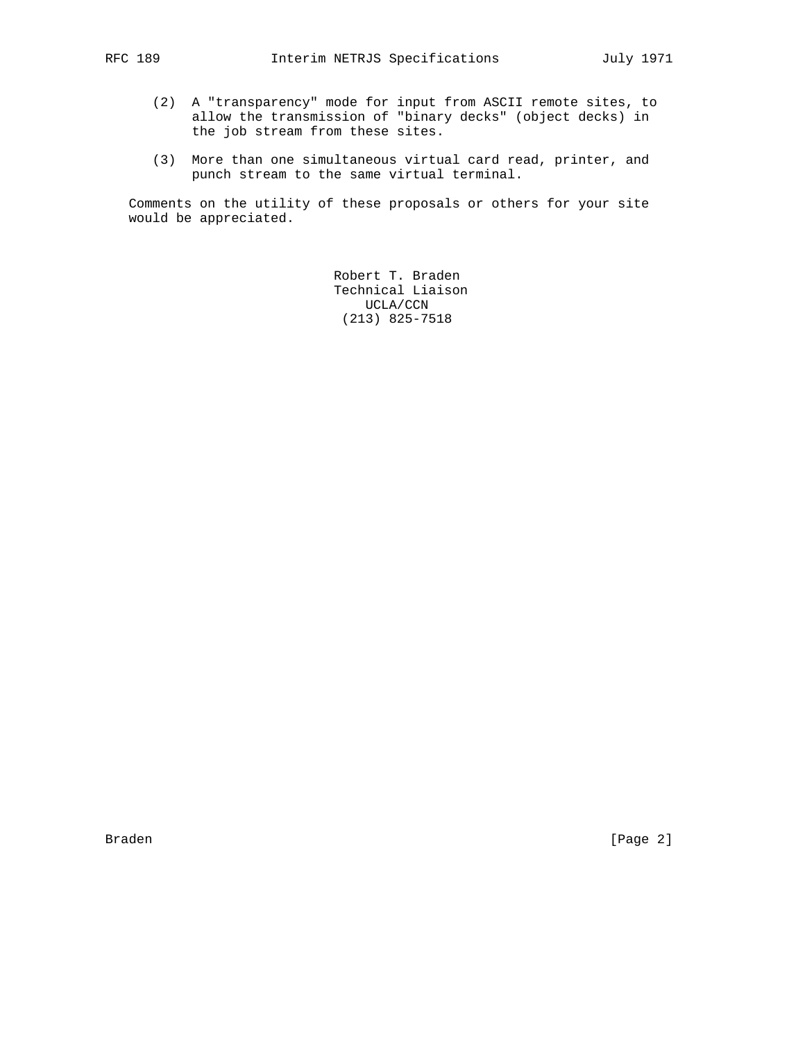(2) A "transparency" mode for input from ASCII remote sites, to allow the transmission of "binary decks" (object decks) in the job stream from these sites.

(3) More than one simultaneous virtual card read, printer, and punch stream to the same virtual terminal.

Comments on the utility of these proposals or others for your site would be appreciated.

Robert T. Braden
Technical Liaison
UCLA/CCN
(213) 825-7518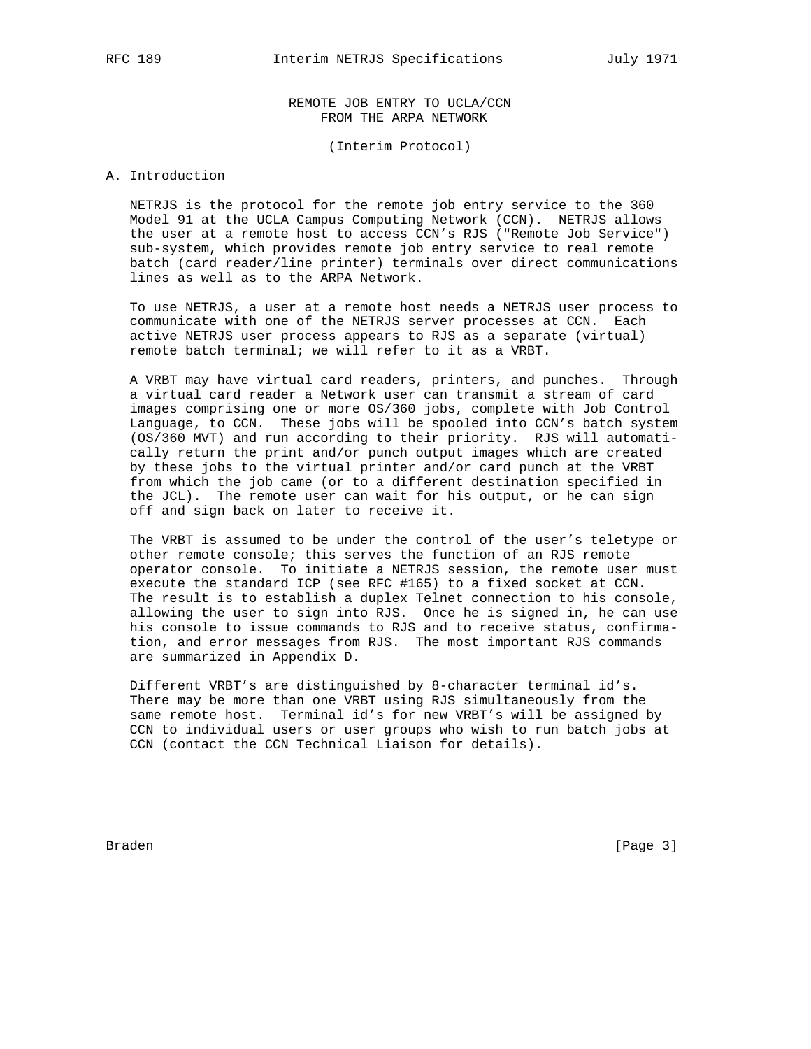REMOTE JOB ENTRY TO UCLA/CCN
FROM THE ARPA NETWORK

(Interim Protocol)

## A. Introduction

NETRJS is the protocol for the remote job entry service to the 360 Model 91 at the UCLA Campus Computing Network (CCN). NETRJS allows the user at a remote host to access CCN's RJS ("Remote Job Service") sub-system, which provides remote job entry service to real remote batch (card reader/line printer) terminals over direct communications lines as well as to the ARPA Network.

To use NETRJS, a user at a remote host needs a NETRJS user process to communicate with one of the NETRJS server processes at CCN. Each active NETRJS user process appears to RJS as a separate (virtual) remote batch terminal; we will refer to it as a VRBT.

A VRBT may have virtual card readers, printers, and punches. Through a virtual card reader a Network user can transmit a stream of card images comprising one or more OS/360 jobs, complete with Job Control Language, to CCN. These jobs will be spooled into CCN's batch system (OS/360 MVT) and run according to their priority. RJS will automatically return the print and/or punch output images which are created by these jobs to the virtual printer and/or card punch at the VRBT from which the job came (or to a different destination specified in the JCL). The remote user can wait for his output, or he can sign off and sign back on later to receive it.

The VRBT is assumed to be under the control of the user's teletype or other remote console; this serves the function of an RJS remote operator console. To initiate a NETRJS session, the remote user must execute the standard ICP (see RFC #165) to a fixed socket at CCN. The result is to establish a duplex Telnet connection to his console, allowing the user to sign into RJS. Once he is signed in, he can use his console to issue commands to RJS and to receive status, confirmation, and error messages from RJS. The most important RJS commands are summarized in Appendix D.

Different VRBT's are distinguished by 8-character terminal id's. There may be more than one VRBT using RJS simultaneously from the same remote host. Terminal id's for new VRBT's will be assigned by CCN to individual users or user groups who wish to run batch jobs at CCN (contact the CCN Technical Liaison for details).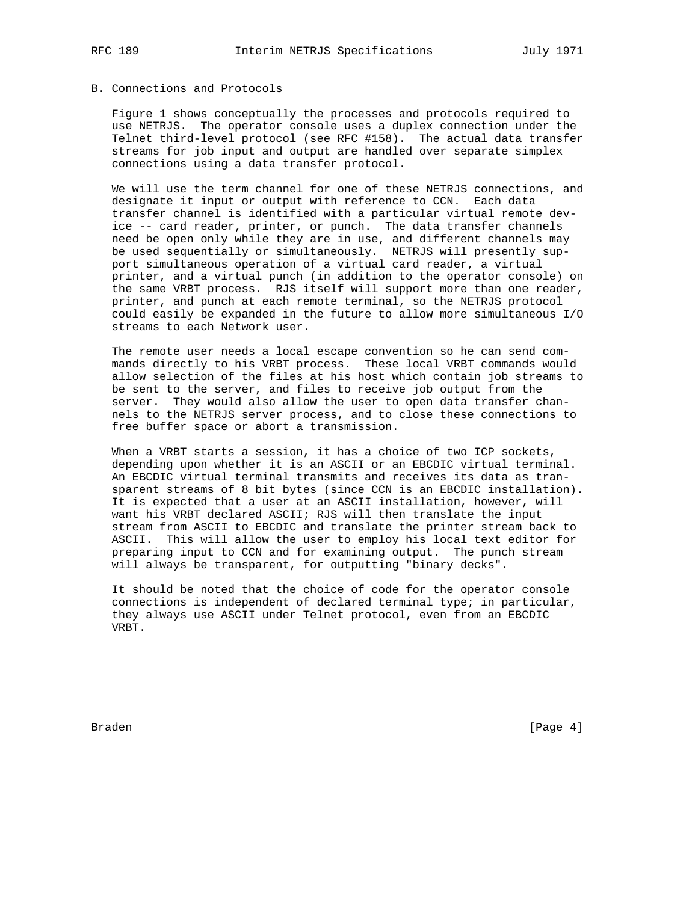## B. Connections and Protocols

Figure 1 shows conceptually the processes and protocols required to use NETRJS. The operator console uses a duplex connection under the Telnet third-level protocol (see RFC #158). The actual data transfer streams for job input and output are handled over separate simplex connections using a data transfer protocol.

We will use the term channel for one of these NETRJS connections, and designate it input or output with reference to CCN. Each data transfer channel is identified with a particular virtual remote device -- card reader, printer, or punch. The data transfer channels need be open only while they are in use, and different channels may be used sequentially or simultaneously. NETRJS will presently support simultaneous operation of a virtual card reader, a virtual printer, and a virtual punch (in addition to the operator console) on the same VRBT process. RJS itself will support more than one reader, printer, and punch at each remote terminal, so the NETRJS protocol could easily be expanded in the future to allow more simultaneous I/O streams to each Network user.

The remote user needs a local escape convention so he can send commands directly to his VRBT process. These local VRBT commands would allow selection of the files at his host which contain job streams to be sent to the server, and files to receive job output from the server. They would also allow the user to open data transfer channels to the NETRJS server process, and to close these connections to free buffer space or abort a transmission.

When a VRBT starts a session, it has a choice of two ICP sockets, depending upon whether it is an ASCII or an EBCDIC virtual terminal. An EBCDIC virtual terminal transmits and receives its data as transparent streams of 8 bit bytes (since CCN is an EBCDIC installation). It is expected that a user at an ASCII installation, however, will want his VRBT declared ASCII; RJS will then translate the input stream from ASCII to EBCDIC and translate the printer stream back to ASCII. This will allow the user to employ his local text editor for preparing input to CCN and for examining output. The punch stream will always be transparent, for outputting "binary decks".

It should be noted that the choice of code for the operator console connections is independent of declared terminal type; in particular, they always use ASCII under Telnet protocol, even from an EBCDIC VRBT.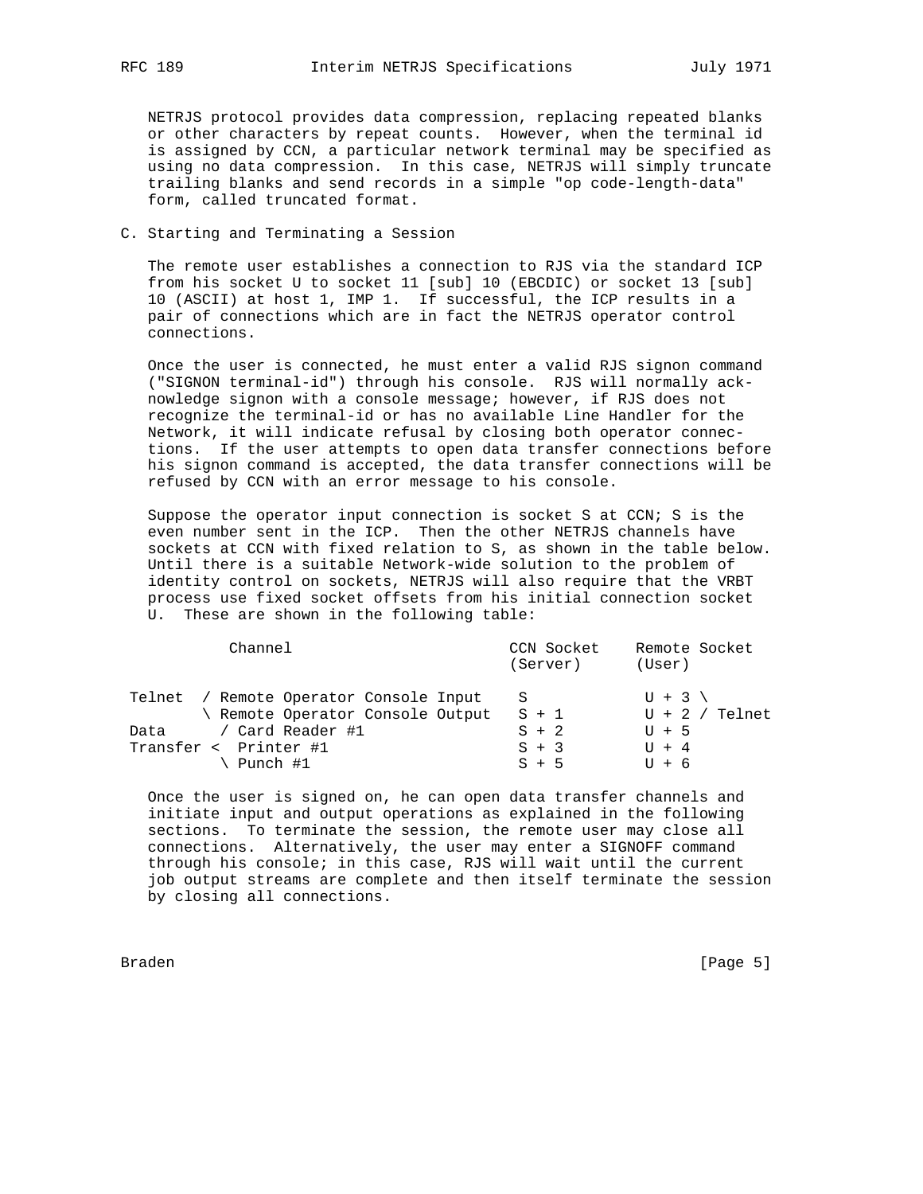NETRJS protocol provides data compression, replacing repeated blanks or other characters by repeat counts. However, when the terminal id is assigned by CCN, a particular network terminal may be specified as using no data compression. In this case, NETRJS will simply truncate trailing blanks and send records in a simple "op code-length-data" form, called truncated format.

## C. Starting and Terminating a Session

The remote user establishes a connection to RJS via the standard ICP from his socket U to socket 11 [sub] 10 (EBCDIC) or socket 13 [sub] 10 (ASCII) at host 1, IMP 1. If successful, the ICP results in a pair of connections which are in fact the NETRJS operator control connections.

Once the user is connected, he must enter a valid RJS signon command ("SIGNON terminal-id") through his console. RJS will normally acknowledge signon with a console message; however, if RJS does not recognize the terminal-id or has no available Line Handler for the Network, it will indicate refusal by closing both operator connections. If the user attempts to open data transfer connections before his signon command is accepted, the data transfer connections will be refused by CCN with an error message to his console.

Suppose the operator input connection is socket S at CCN; S is the even number sent in the ICP. Then the other NETRJS channels have sockets at CCN with fixed relation to S, as shown in the table below. Until there is a suitable Network-wide solution to the problem of identity control on sockets, NETRJS will also require that the VRBT process use fixed socket offsets from his initial connection socket U. These are shown in the following table:

```
          Channel                          CCN Socket    Remote Socket
                                           (Server)      (User)

 Telnet  / Remote Operator Console Input    S             U + 3 \
         \ Remote Operator Console Output   S + 1         U + 2 / Telnet
Data      / Card Reader #1                  S + 2         U + 5
Transfer <  Printer #1                      S + 3         U + 4
          \ Punch #1                        S + 5         U + 6
```

Once the user is signed on, he can open data transfer channels and initiate input and output operations as explained in the following sections. To terminate the session, the remote user may close all connections. Alternatively, the user may enter a SIGNOFF command through his console; in this case, RJS will wait until the current job output streams are complete and then itself terminate the session by closing all connections.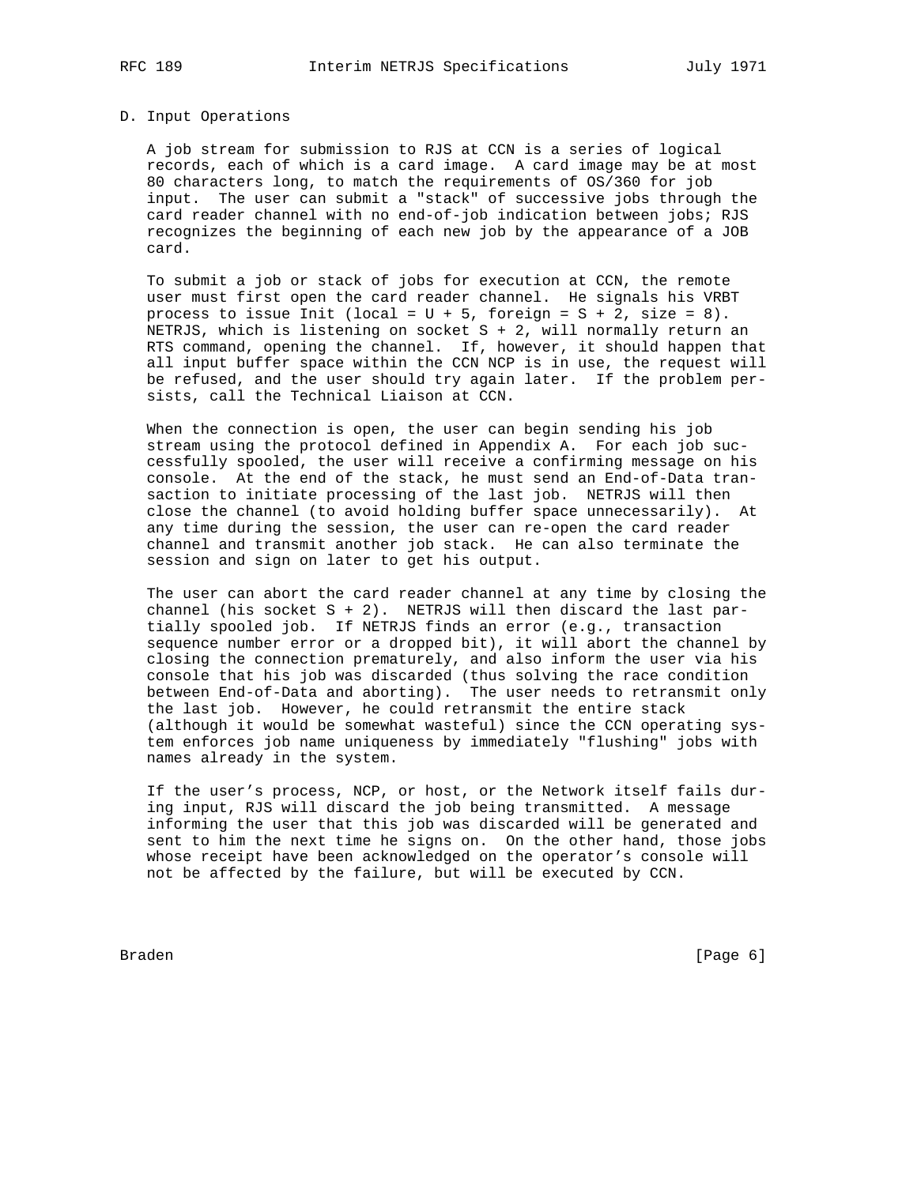### D. Input Operations

A job stream for submission to RJS at CCN is a series of logical records, each of which is a card image. A card image may be at most 80 characters long, to match the requirements of OS/360 for job input. The user can submit a "stack" of successive jobs through the card reader channel with no end-of-job indication between jobs; RJS recognizes the beginning of each new job by the appearance of a JOB card.

To submit a job or stack of jobs for execution at CCN, the remote user must first open the card reader channel. He signals his VRBT process to issue Init (local = U + 5, foreign = S + 2, size = 8). NETRJS, which is listening on socket S + 2, will normally return an RTS command, opening the channel. If, however, it should happen that all input buffer space within the CCN NCP is in use, the request will be refused, and the user should try again later. If the problem persists, call the Technical Liaison at CCN.

When the connection is open, the user can begin sending his job stream using the protocol defined in Appendix A. For each job successfully spooled, the user will receive a confirming message on his console. At the end of the stack, he must send an End-of-Data transaction to initiate processing of the last job. NETRJS will then close the channel (to avoid holding buffer space unnecessarily). At any time during the session, the user can re-open the card reader channel and transmit another job stack. He can also terminate the session and sign on later to get his output.

The user can abort the card reader channel at any time by closing the channel (his socket S + 2). NETRJS will then discard the last partially spooled job. If NETRJS finds an error (e.g., transaction sequence number error or a dropped bit), it will abort the channel by closing the connection prematurely, and also inform the user via his console that his job was discarded (thus solving the race condition between End-of-Data and aborting). The user needs to retransmit only the last job. However, he could retransmit the entire stack (although it would be somewhat wasteful) since the CCN operating system enforces job name uniqueness by immediately "flushing" jobs with names already in the system.

If the user's process, NCP, or host, or the Network itself fails during input, RJS will discard the job being transmitted. A message informing the user that this job was discarded will be generated and sent to him the next time he signs on. On the other hand, those jobs whose receipt have been acknowledged on the operator's console will not be affected by the failure, but will be executed by CCN.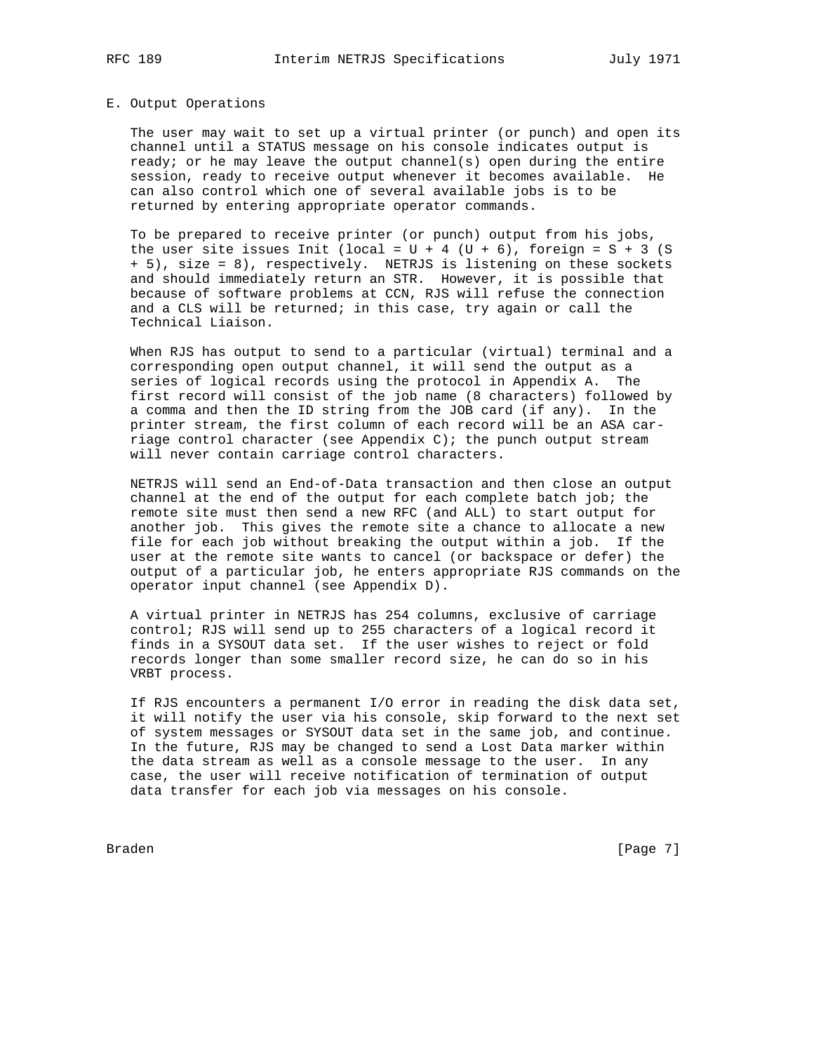## E. Output Operations

The user may wait to set up a virtual printer (or punch) and open its channel until a STATUS message on his console indicates output is ready; or he may leave the output channel(s) open during the entire session, ready to receive output whenever it becomes available. He can also control which one of several available jobs is to be returned by entering appropriate operator commands.

To be prepared to receive printer (or punch) output from his jobs, the user site issues Init (local = U + 4 (U + 6), foreign = S + 3 (S + 5), size = 8), respectively. NETRJS is listening on these sockets and should immediately return an STR. However, it is possible that because of software problems at CCN, RJS will refuse the connection and a CLS will be returned; in this case, try again or call the Technical Liaison.

When RJS has output to send to a particular (virtual) terminal and a corresponding open output channel, it will send the output as a series of logical records using the protocol in Appendix A. The first record will consist of the job name (8 characters) followed by a comma and then the ID string from the JOB card (if any). In the printer stream, the first column of each record will be an ASA carriage control character (see Appendix C); the punch output stream will never contain carriage control characters.

NETRJS will send an End-of-Data transaction and then close an output channel at the end of the output for each complete batch job; the remote site must then send a new RFC (and ALL) to start output for another job. This gives the remote site a chance to allocate a new file for each job without breaking the output within a job. If the user at the remote site wants to cancel (or backspace or defer) the output of a particular job, he enters appropriate RJS commands on the operator input channel (see Appendix D).

A virtual printer in NETRJS has 254 columns, exclusive of carriage control; RJS will send up to 255 characters of a logical record it finds in a SYSOUT data set. If the user wishes to reject or fold records longer than some smaller record size, he can do so in his VRBT process.

If RJS encounters a permanent I/O error in reading the disk data set, it will notify the user via his console, skip forward to the next set of system messages or SYSOUT data set in the same job, and continue. In the future, RJS may be changed to send a Lost Data marker within the data stream as well as a console message to the user. In any case, the user will receive notification of termination of output data transfer for each job via messages on his console.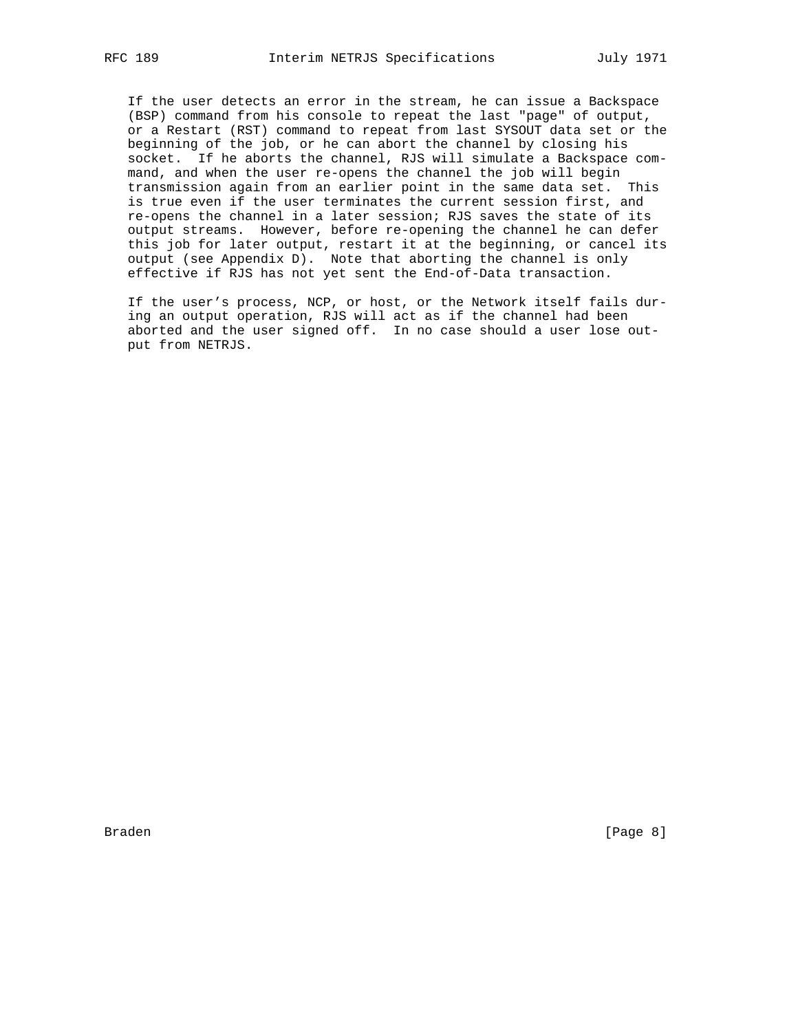If the user detects an error in the stream, he can issue a Backspace (BSP) command from his console to repeat the last "page" of output, or a Restart (RST) command to repeat from last SYSOUT data set or the beginning of the job, or he can abort the channel by closing his socket. If he aborts the channel, RJS will simulate a Backspace command, and when the user re-opens the channel the job will begin transmission again from an earlier point in the same data set. This is true even if the user terminates the current session first, and re-opens the channel in a later session; RJS saves the state of its output streams. However, before re-opening the channel he can defer this job for later output, restart it at the beginning, or cancel its output (see Appendix D). Note that aborting the channel is only effective if RJS has not yet sent the End-of-Data transaction.

If the user's process, NCP, or host, or the Network itself fails during an output operation, RJS will act as if the channel had been aborted and the user signed off. In no case should a user lose output from NETRJS.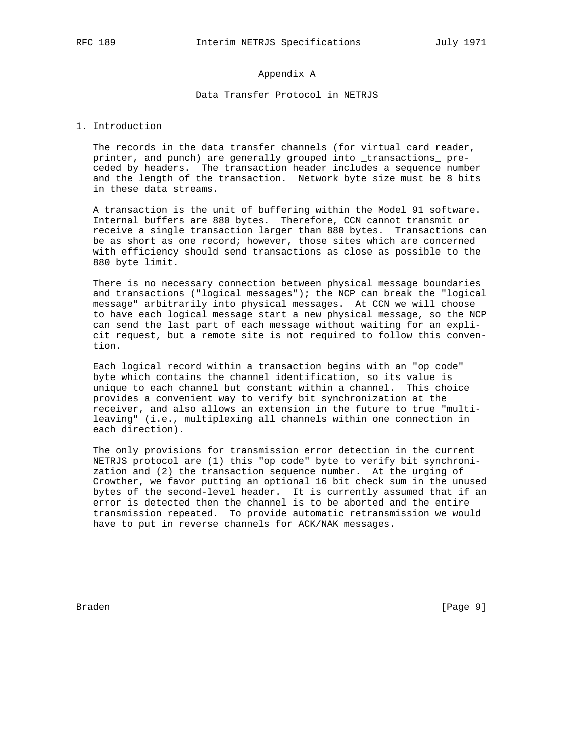# Appendix A

## Data Transfer Protocol in NETRJS

### 1. Introduction

The records in the data transfer channels (for virtual card reader, printer, and punch) are generally grouped into _transactions_ preceded by headers. The transaction header includes a sequence number and the length of the transaction. Network byte size must be 8 bits in these data streams.

A transaction is the unit of buffering within the Model 91 software. Internal buffers are 880 bytes. Therefore, CCN cannot transmit or receive a single transaction larger than 880 bytes. Transactions can be as short as one record; however, those sites which are concerned with efficiency should send transactions as close as possible to the 880 byte limit.

There is no necessary connection between physical message boundaries and transactions ("logical messages"); the NCP can break the "logical message" arbitrarily into physical messages. At CCN we will choose to have each logical message start a new physical message, so the NCP can send the last part of each message without waiting for an explicit request, but a remote site is not required to follow this convention.

Each logical record within a transaction begins with an "op code" byte which contains the channel identification, so its value is unique to each channel but constant within a channel. This choice provides a convenient way to verify bit synchronization at the receiver, and also allows an extension in the future to true "multi-leaving" (i.e., multiplexing all channels within one connection in each direction).

The only provisions for transmission error detection in the current NETRJS protocol are (1) this "op code" byte to verify bit synchronization and (2) the transaction sequence number. At the urging of Crowther, we favor putting an optional 16 bit check sum in the unused bytes of the second-level header. It is currently assumed that if an error is detected then the channel is to be aborted and the entire transmission repeated. To provide automatic retransmission we would have to put in reverse channels for ACK/NAK messages.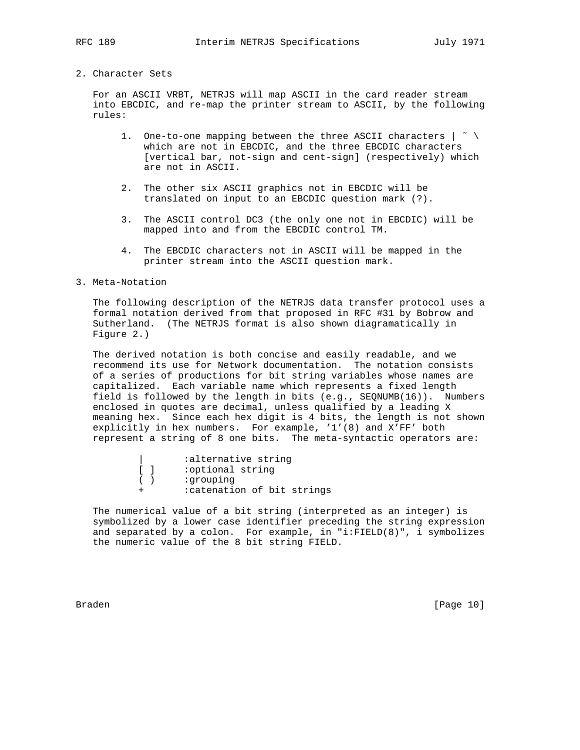## 2. Character Sets

For an ASCII VRBT, NETRJS will map ASCII in the card reader stream into EBCDIC, and re-map the printer stream to ASCII, by the following rules:

1. One-to-one mapping between the three ASCII characters | ˜ \ which are not in EBCDIC, and the three EBCDIC characters [vertical bar, not-sign and cent-sign] (respectively) which are not in ASCII.

2. The other six ASCII graphics not in EBCDIC will be translated on input to an EBCDIC question mark (?).

3. The ASCII control DC3 (the only one not in EBCDIC) will be mapped into and from the EBCDIC control TM.

4. The EBCDIC characters not in ASCII will be mapped in the printer stream into the ASCII question mark.

## 3. Meta-Notation

The following description of the NETRJS data transfer protocol uses a formal notation derived from that proposed in RFC #31 by Bobrow and Sutherland. (The NETRJS format is also shown diagramatically in Figure 2.)

The derived notation is both concise and easily readable, and we recommend its use for Network documentation. The notation consists of a series of productions for bit string variables whose names are capitalized. Each variable name which represents a fixed length field is followed by the length in bits (e.g., SEQNUMB(16)). Numbers enclosed in quotes are decimal, unless qualified by a leading X meaning hex. Since each hex digit is 4 bits, the length is not shown explicitly in hex numbers. For example, '1'(8) and X'FF' both represent a string of 8 one bits. The meta-syntactic operators are:

```
|       :alternative string
[ ]     :optional string
( )     :grouping
+       :catenation of bit strings
```

The numerical value of a bit string (interpreted as an integer) is symbolized by a lower case identifier preceding the string expression and separated by a colon. For example, in "i:FIELD(8)", i symbolizes the numeric value of the 8 bit string FIELD.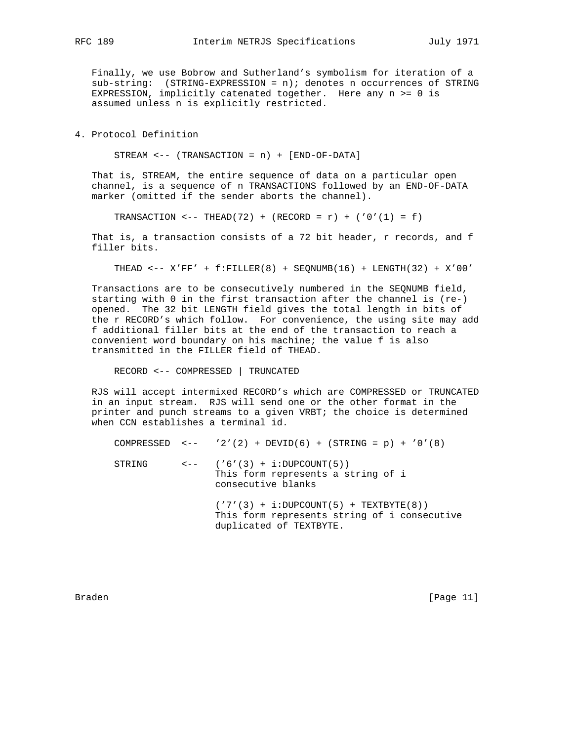Finally, we use Bobrow and Sutherland's symbolism for iteration of a sub-string: (STRING-EXPRESSION = n); denotes n occurrences of STRING EXPRESSION, implicitly catenated together. Here any n >= 0 is assumed unless n is explicitly restricted.

## 4. Protocol Definition

```
STREAM <-- (TRANSACTION = n) + [END-OF-DATA]
```

That is, STREAM, the entire sequence of data on a particular open channel, is a sequence of n TRANSACTIONS followed by an END-OF-DATA marker (omitted if the sender aborts the channel).

```
TRANSACTION <-- THEAD(72) + (RECORD = r) + ('0'(1) = f)
```

That is, a transaction consists of a 72 bit header, r records, and f filler bits.

```
THEAD <-- X'FF' + f:FILLER(8) + SEQNUMB(16) + LENGTH(32) + X'00'
```

Transactions are to be consecutively numbered in the SEQNUMB field, starting with 0 in the first transaction after the channel is (re-) opened. The 32 bit LENGTH field gives the total length in bits of the r RECORD's which follow. For convenience, the using site may add f additional filler bits at the end of the transaction to reach a convenient word boundary on his machine; the value f is also transmitted in the FILLER field of THEAD.

```
RECORD <-- COMPRESSED | TRUNCATED
```

RJS will accept intermixed RECORD's which are COMPRESSED or TRUNCATED in an input stream. RJS will send one or the other format in the printer and punch streams to a given VRBT; the choice is determined when CCN establishes a terminal id.

```
COMPRESSED  <--   '2'(2) + DEVID(6) + (STRING = p) + '0'(8)

STRING      <--   ('6'(3) + i:DUPCOUNT(5))
                  This form represents a string of i
                  consecutive blanks

                  ('7'(3) + i:DUPCOUNT(5) + TEXTBYTE(8))
                  This form represents string of i consecutive
                  duplicated of TEXTBYTE.
```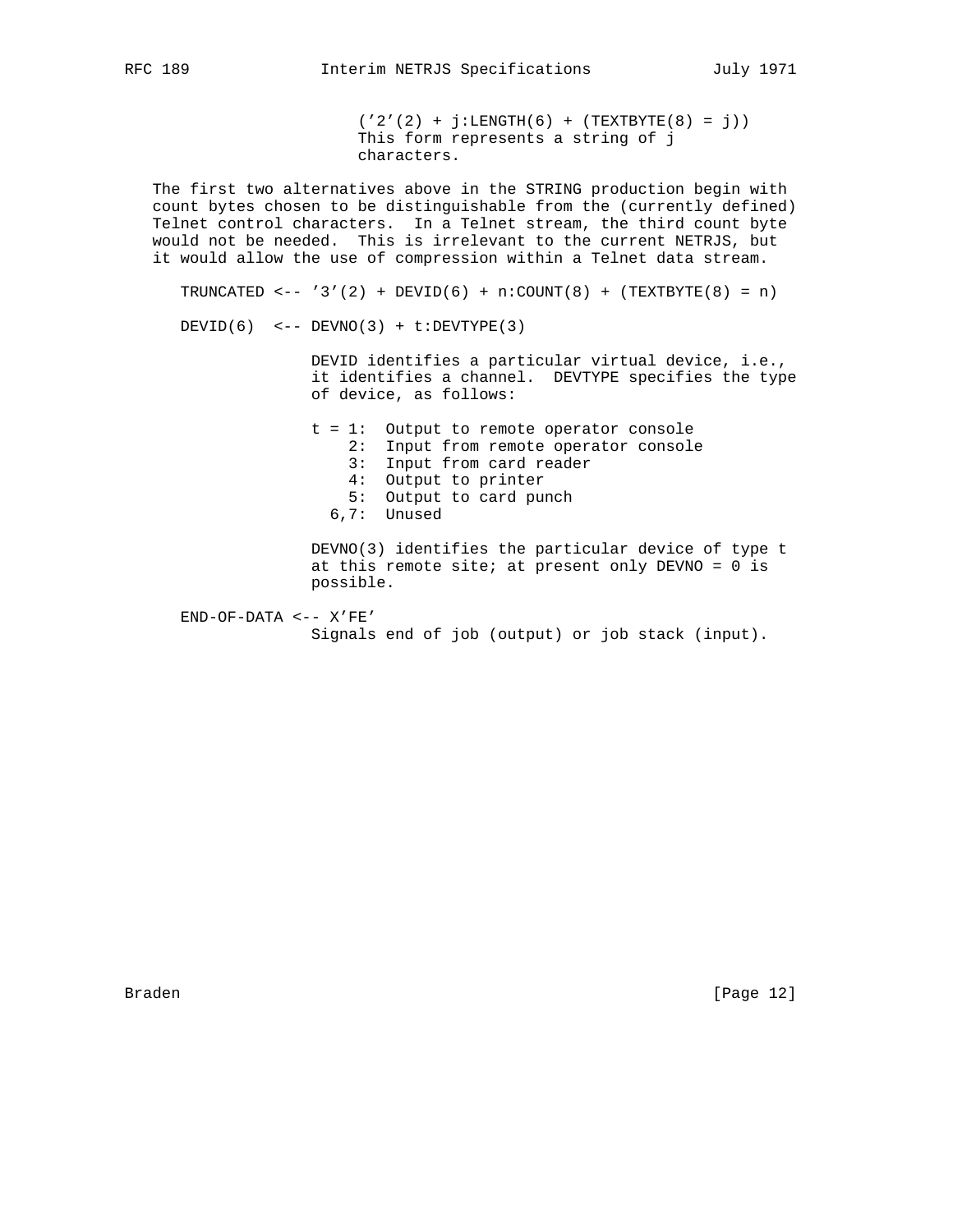```
                    ('2'(2) + j:LENGTH(6) + (TEXTBYTE(8) = j))
                    This form represents a string of j
                    characters.
```

The first two alternatives above in the STRING production begin with count bytes chosen to be distinguishable from the (currently defined) Telnet control characters. In a Telnet stream, the third count byte would not be needed. This is irrelevant to the current NETRJS, but it would allow the use of compression within a Telnet data stream.

```
   TRUNCATED <-- '3'(2) + DEVID(6) + n:COUNT(8) + (TEXTBYTE(8) = n)

   DEVID(6)  <-- DEVNO(3) + t:DEVTYPE(3)

               DEVID identifies a particular virtual device, i.e.,
               it identifies a channel.  DEVTYPE specifies the type
               of device, as follows:

               t = 1:  Output to remote operator console
                   2:  Input from remote operator console
                   3:  Input from card reader
                   4:  Output to printer
                   5:  Output to card punch
                 6,7:  Unused

               DEVNO(3) identifies the particular device of type t
               at this remote site; at present only DEVNO = 0 is
               possible.

   END-OF-DATA <-- X'FE'
               Signals end of job (output) or job stack (input).
```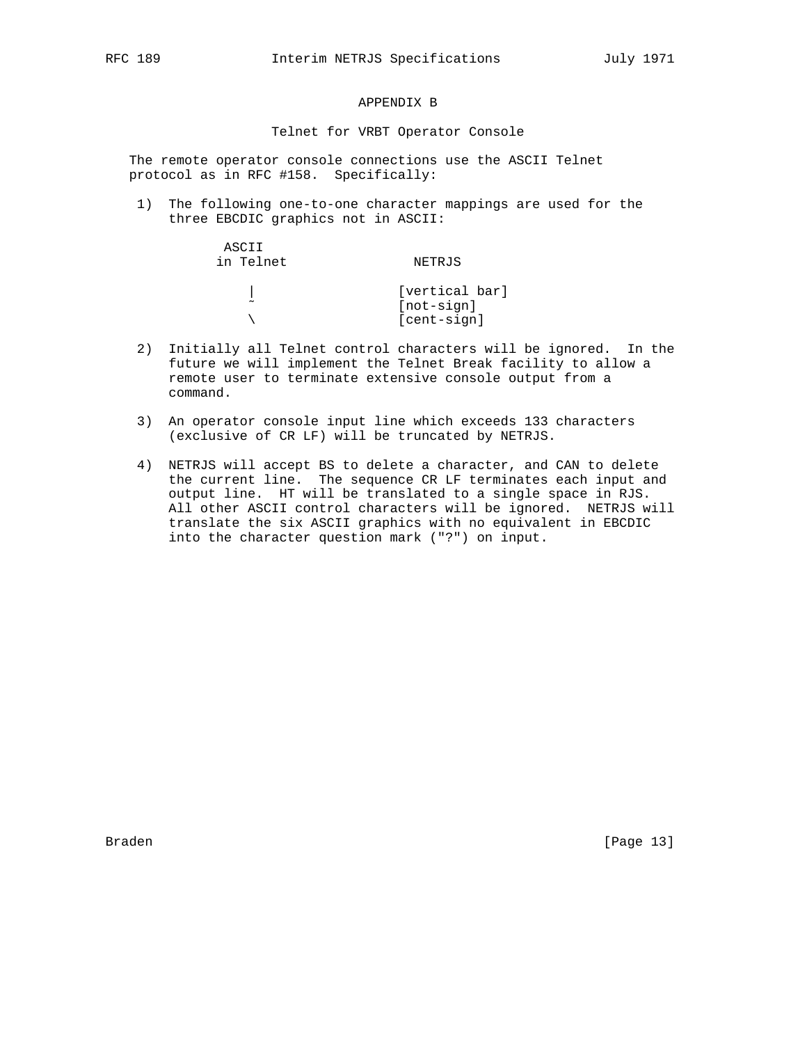## APPENDIX B

### Telnet for VRBT Operator Console

The remote operator console connections use the ASCII Telnet protocol as in RFC #158. Specifically:

1) The following one-to-one character mappings are used for the three EBCDIC graphics not in ASCII:

| ASCII in Telnet | NETRJS |
|---|---|
| \| | [vertical bar] |
| ~ | [not-sign] |
| \ | [cent-sign] |

2) Initially all Telnet control characters will be ignored. In the future we will implement the Telnet Break facility to allow a remote user to terminate extensive console output from a command.

3) An operator console input line which exceeds 133 characters (exclusive of CR LF) will be truncated by NETRJS.

4) NETRJS will accept BS to delete a character, and CAN to delete the current line. The sequence CR LF terminates each input and output line. HT will be translated to a single space in RJS. All other ASCII control characters will be ignored. NETRJS will translate the six ASCII graphics with no equivalent in EBCDIC into the character question mark ("?") on input.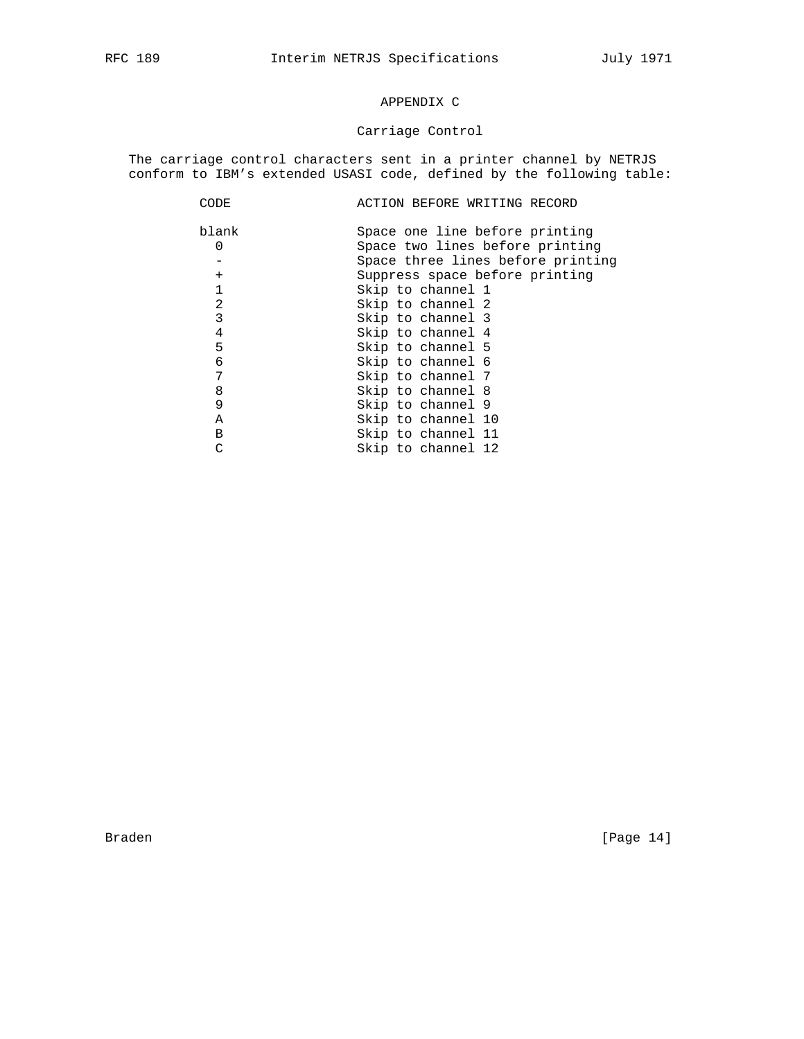## APPENDIX C

### Carriage Control

The carriage control characters sent in a printer channel by NETRJS conform to IBM's extended USASI code, defined by the following table:

| CODE | ACTION BEFORE WRITING RECORD |
| --- | --- |
| blank | Space one line before printing |
| 0 | Space two lines before printing |
| - | Space three lines before printing |
| + | Suppress space before printing |
| 1 | Skip to channel 1 |
| 2 | Skip to channel 2 |
| 3 | Skip to channel 3 |
| 4 | Skip to channel 4 |
| 5 | Skip to channel 5 |
| 6 | Skip to channel 6 |
| 7 | Skip to channel 7 |
| 8 | Skip to channel 8 |
| 9 | Skip to channel 9 |
| A | Skip to channel 10 |
| B | Skip to channel 11 |
| C | Skip to channel 12 |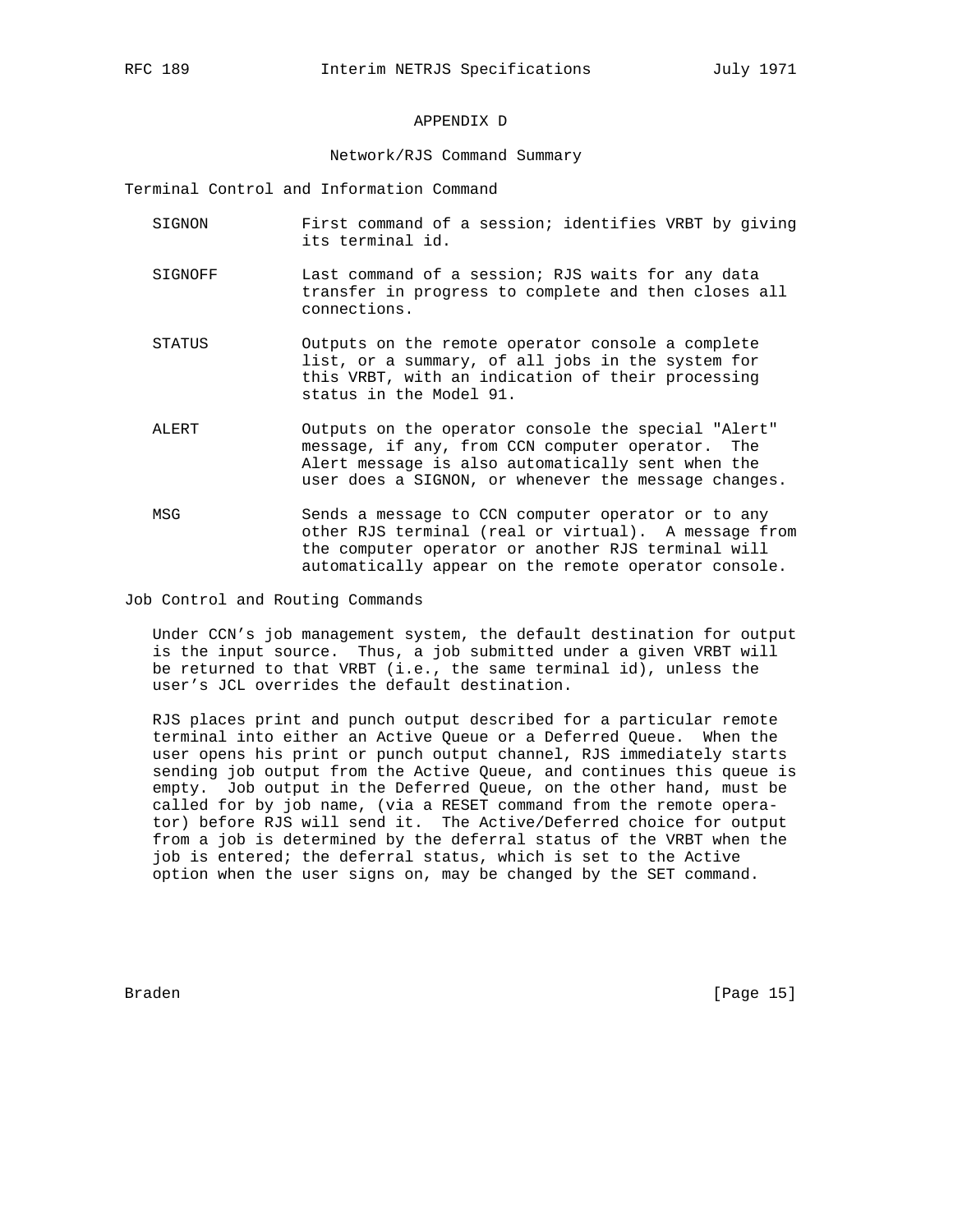## APPENDIX D

### Network/RJS Command Summary

Terminal Control and Information Command

- **SIGNON** — First command of a session; identifies VRBT by giving its terminal id.
- **SIGNOFF** — Last command of a session; RJS waits for any data transfer in progress to complete and then closes all connections.
- **STATUS** — Outputs on the remote operator console a complete list, or a summary, of all jobs in the system for this VRBT, with an indication of their processing status in the Model 91.
- **ALERT** — Outputs on the operator console the special "Alert" message, if any, from CCN computer operator. The Alert message is also automatically sent when the user does a SIGNON, or whenever the message changes.
- **MSG** — Sends a message to CCN computer operator or to any other RJS terminal (real or virtual). A message from the computer operator or another RJS terminal will automatically appear on the remote operator console.

Job Control and Routing Commands

Under CCN's job management system, the default destination for output is the input source. Thus, a job submitted under a given VRBT will be returned to that VRBT (i.e., the same terminal id), unless the user's JCL overrides the default destination.

RJS places print and punch output described for a particular remote terminal into either an Active Queue or a Deferred Queue. When the user opens his print or punch output channel, RJS immediately starts sending job output from the Active Queue, and continues this queue is empty. Job output in the Deferred Queue, on the other hand, must be called for by job name, (via a RESET command from the remote operator) before RJS will send it. The Active/Deferred choice for output from a job is determined by the deferral status of the VRBT when the job is entered; the deferral status, which is set to the Active option when the user signs on, may be changed by the SET command.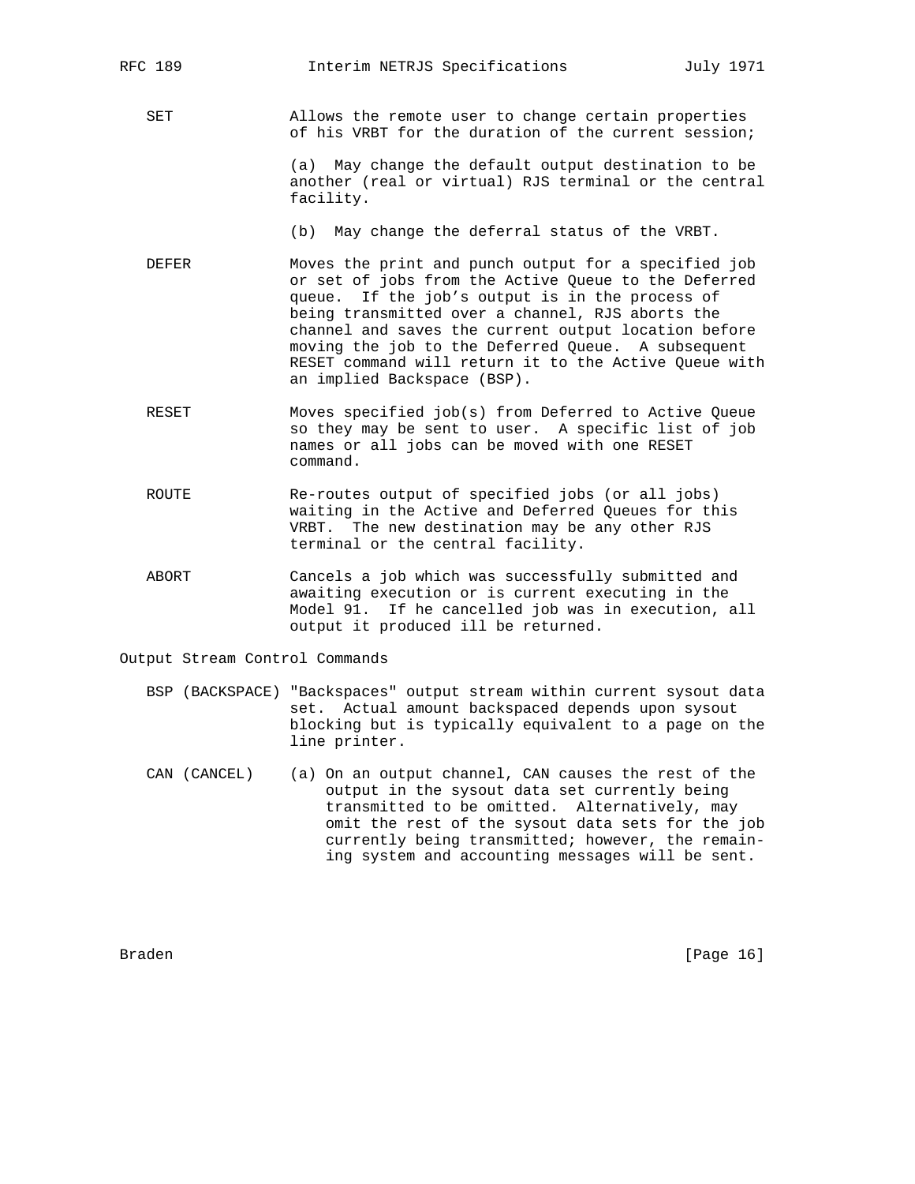SET Allows the remote user to change certain properties of his VRBT for the duration of the current session;

(a) May change the default output destination to be another (real or virtual) RJS terminal or the central facility.

(b) May change the deferral status of the VRBT.

DEFER Moves the print and punch output for a specified job or set of jobs from the Active Queue to the Deferred queue. If the job's output is in the process of being transmitted over a channel, RJS aborts the channel and saves the current output location before moving the job to the Deferred Queue. A subsequent RESET command will return it to the Active Queue with an implied Backspace (BSP).

RESET Moves specified job(s) from Deferred to Active Queue so they may be sent to user. A specific list of job names or all jobs can be moved with one RESET command.

ROUTE Re-routes output of specified jobs (or all jobs) waiting in the Active and Deferred Queues for this VRBT. The new destination may be any other RJS terminal or the central facility.

ABORT Cancels a job which was successfully submitted and awaiting execution or is current executing in the Model 91. If he cancelled job was in execution, all output it produced ill be returned.

Output Stream Control Commands

BSP (BACKSPACE) "Backspaces" output stream within current sysout data set. Actual amount backspaced depends upon sysout blocking but is typically equivalent to a page on the line printer.

CAN (CANCEL) (a) On an output channel, CAN causes the rest of the output in the sysout data set currently being transmitted to be omitted. Alternatively, may omit the rest of the sysout data sets for the job currently being transmitted; however, the remaining system and accounting messages will be sent.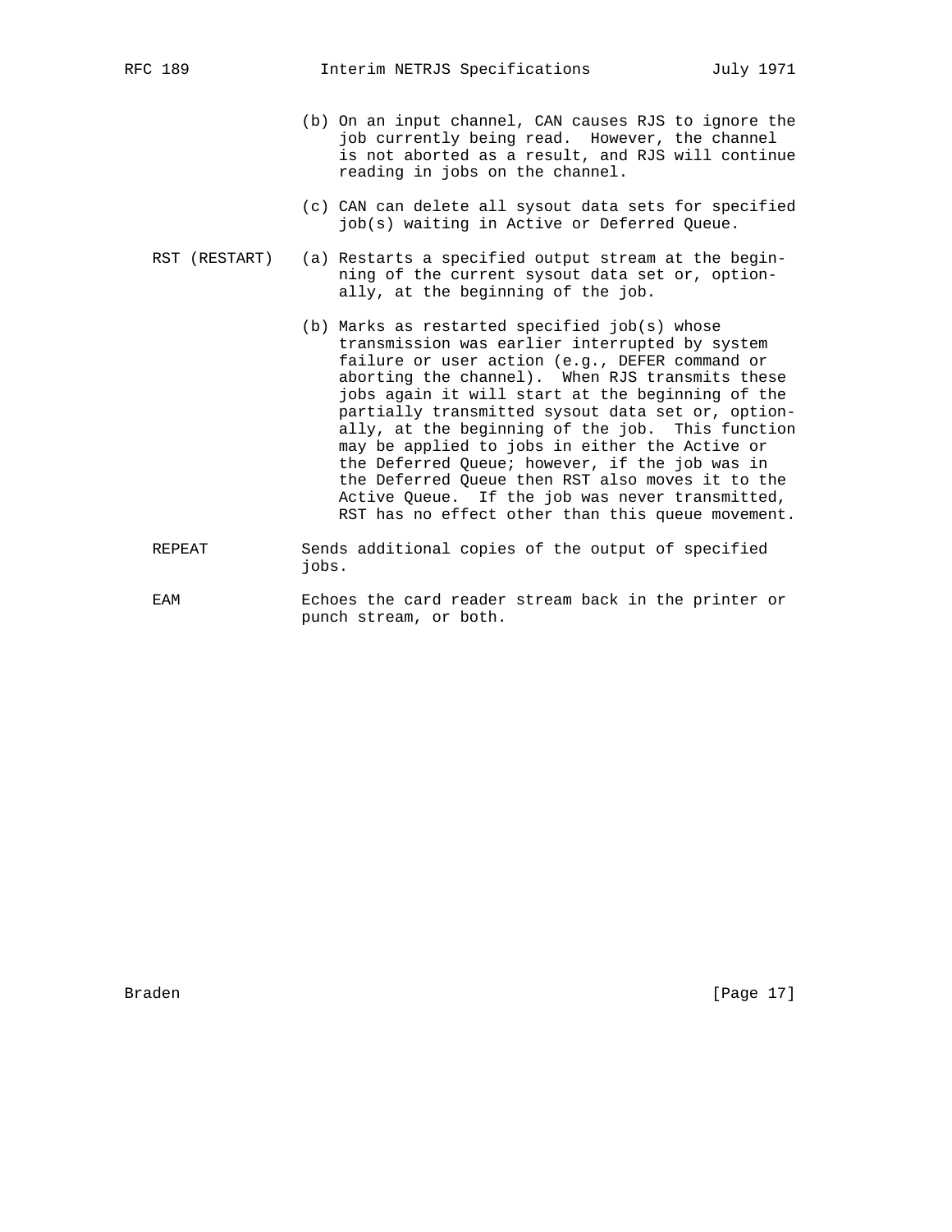(b) On an input channel, CAN causes RJS to ignore the job currently being read. However, the channel is not aborted as a result, and RJS will continue reading in jobs on the channel.

(c) CAN can delete all sysout data sets for specified job(s) waiting in Active or Deferred Queue.

RST (RESTART)

(a) Restarts a specified output stream at the beginning of the current sysout data set or, optionally, at the beginning of the job.

(b) Marks as restarted specified job(s) whose transmission was earlier interrupted by system failure or user action (e.g., DEFER command or aborting the channel). When RJS transmits these jobs again it will start at the beginning of the partially transmitted sysout data set or, optionally, at the beginning of the job. This function may be applied to jobs in either the Active or the Deferred Queue; however, if the job was in the Deferred Queue then RST also moves it to the Active Queue. If the job was never transmitted, RST has no effect other than this queue movement.

REPEAT

Sends additional copies of the output of specified jobs.

EAM

Echoes the card reader stream back in the printer or punch stream, or both.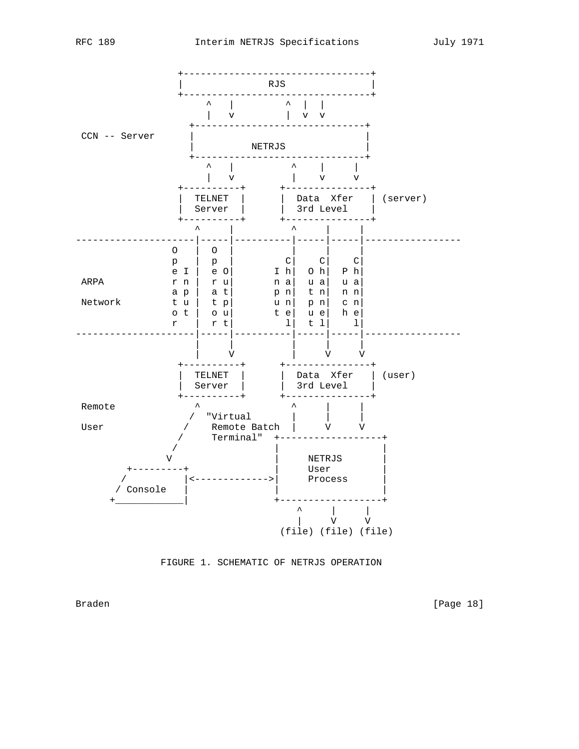```
                +---------------------------------+
                |              RJS                |
                +---------------------------------+
                     ^   |         ^  |  |
                     |   v         |  v  v
                  +-------------------------------+
 CCN -- Server    |                               |
                  |          NETRJS               |
                  +-------------------------------+
                     ^   |          ^    |     |
                     |   v          |    v     v
                +----------+      +----------------+
                |  TELNET  |      |  Data  Xfer    | (server)
                |  Server  |      |  3rd Level     |
                +----------+      +----------------+
                   ^     |          ^     |     |
-------------------|-----|----------|-----|-----|-----------------
               O   |  O  |          |     |     |
               p   |  p  |         C|    C|    C|
               e I |  e O|       I h|  O h|  P h|
 ARPA          r n |  r u|       n a|  u a|  u a|
               a p |  a t|       p n|  t n|  n n|
 Network       t u |  t p|       u n|  p n|  c n|
               o t |  o u|       t e|  u e|  h e|
               r   |  r t|         l|  t l|    l|
-------------------|-----|----------|-----|-----|-----------------
                   |     |          |     |     |
                   |     V          |     V     V
                +----------+      +----------------+
                |  TELNET  |      |  Data  Xfer    | (user)
                |  Server  |      |  3rd Level     |
                +----------+      +----------------+
 Remote            ^                ^     |     |
                  /  "Virtual       |     |     |
 User            /    Remote Batch  |     V     V
                /     Terminal"  +-------------------+
               /                 |                   |
              V                  |     NETRJS        |
       +---------+               |     User          |
      /          |<------------->|     Process       |
     / Console   |               |                   |
    +____________|               +-------------------+
                                     ^     |     |
                                     |     V     V
                                  (file) (file) (file)
```

FIGURE 1. SCHEMATIC OF NETRJS OPERATION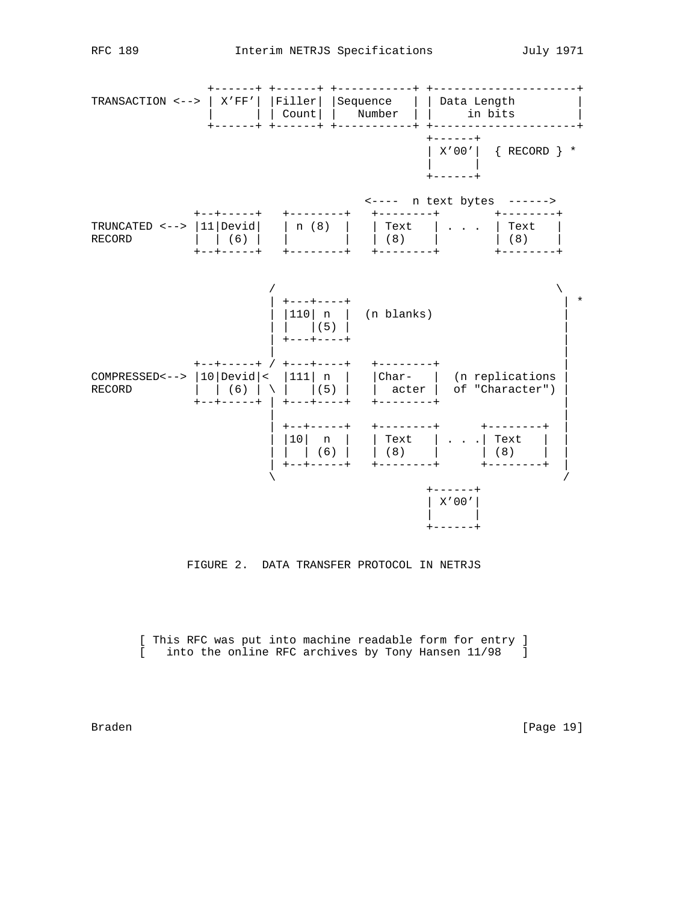```
                 +------+ +------+ +-----------+ +---------------------+
TRANSACTION <--> | X'FF'| |Filler| |Sequence   | | Data Length         |
                 |      | | Count| |   Number  | |     in bits         |
                 +------+ +------+ +-----------+ +---------------------+
                                                 +------+
                                                 | X'00'|  { RECORD } *
                                                 |      |
                                                 +------+

                                          <----  n text bytes  ------>
               +--+-----+   +--------+   +--------+        +--------+
TRUNCATED <--> |11|Devid|   | n (8)  |   | Text   | . . .  | Text   |
RECORD         |  | (6) |   |        |   | (8)    |        | (8)    |
               +--+-----+   +--------+   +--------+        +--------+


                         /                                        \
                         | +---+----+                              | *
                         | |110| n  |  (n blanks)                  |
                         | |   |(5) |                              |
                         | +---+----+                              |
                         |                                         |
               +--+-----+ / +---+----+   +--------+                |
COMPRESSED<--> |10|Devid|<  |111| n  |   |Char-   |  (n replications |
RECORD         |  | (6) | \ |   |(5) |   |  acter |  of "Character") |
               +--+-----+ | +---+----+   +--------+                |
                          |                                        |
                          | +--+-----+   +--------+      +--------+  |
                          | |10|  n  |   | Text   | . . .| Text   |  |
                          | |  | (6) |   | (8)    |      | (8)    |  |
                          | +--+-----+   +--------+      +--------+  |
                          \                                        /
                                                 +------+
                                                 | X'00'|
                                                 |      |
                                                 +------+
```

FIGURE 2. DATA TRANSFER PROTOCOL IN NETRJS

[ This RFC was put into machine readable form for entry ]
[   into the online RFC archives by Tony Hansen 11/98   ]